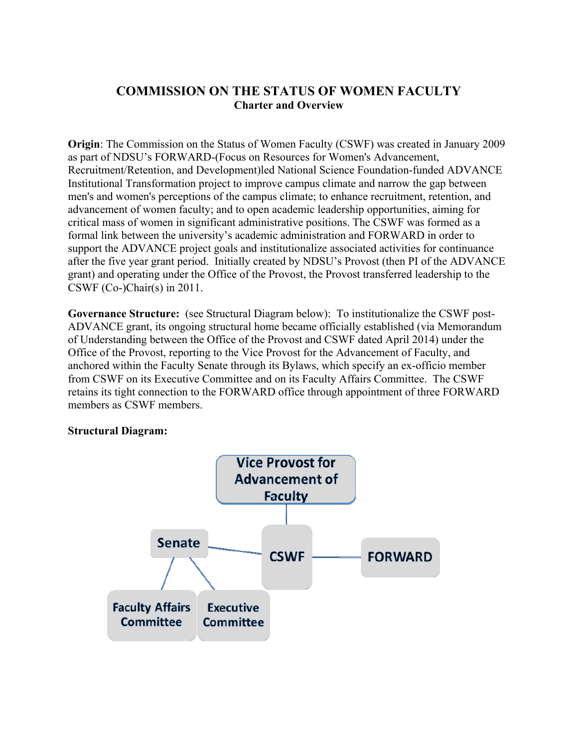# COMMISSION ON THE STATUS OF WOMEN FACULTY

## Charter and Overview

**Origin**: The Commission on the Status of Women Faculty (CSWF) was created in January 2009 as part of NDSU's FORWARD-(Focus on Resources for Women's Advancement, Recruitment/Retention, and Development)led National Science Foundation-funded ADVANCE Institutional Transformation project to improve campus climate and narrow the gap between men's and women's perceptions of the campus climate; to enhance recruitment, retention, and advancement of women faculty; and to open academic leadership opportunities, aiming for critical mass of women in significant administrative positions. The CSWF was formed as a formal link between the university's academic administration and FORWARD in order to support the ADVANCE project goals and institutionalize associated activities for continuance after the five year grant period. Initially created by NDSU's Provost (then PI of the ADVANCE grant) and operating under the Office of the Provost, the Provost transferred leadership to the CSWF (Co-)Chair(s) in 2011.

**Governance Structure:** (see Structural Diagram below): To institutionalize the CSWF post-ADVANCE grant, its ongoing structural home became officially established (via Memorandum of Understanding between the Office of the Provost and CSWF dated April 2014) under the Office of the Provost, reporting to the Vice Provost for the Advancement of Faculty, and anchored within the Faculty Senate through its Bylaws, which specify an ex-officio member from CSWF on its Executive Committee and on its Faculty Affairs Committee. The CSWF retains its tight connection to the FORWARD office through appointment of three FORWARD members as CSWF members.

**Structural Diagram:**

Vice Provost for Advancement of Faculty

Senate — CSWF — FORWARD

Faculty Affairs Committee | Executive Committee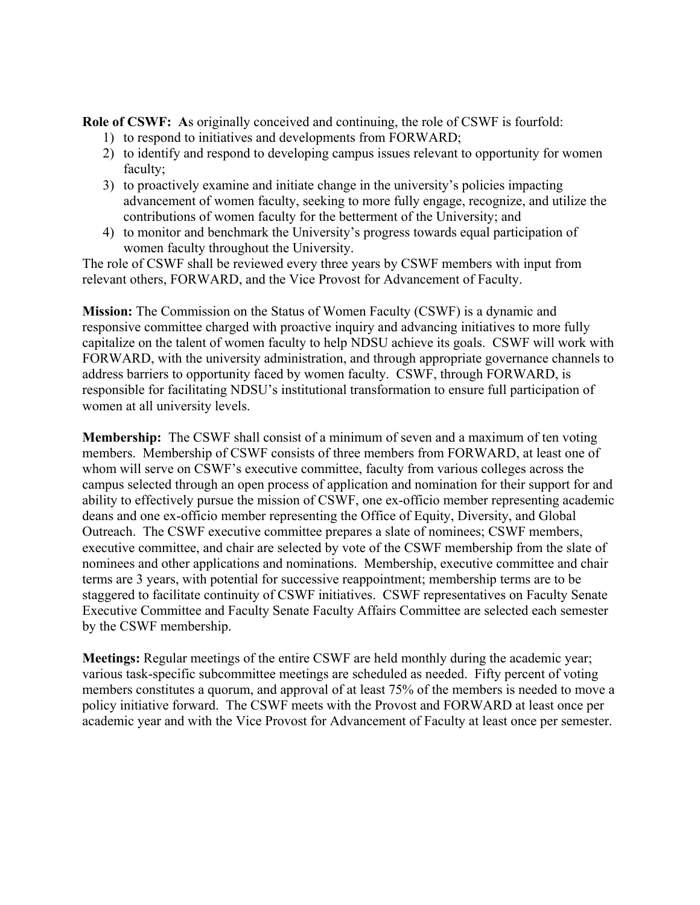**Role of CSWF:** **A**s originally conceived and continuing, the role of CSWF is fourfold:

1) to respond to initiatives and developments from FORWARD;
2) to identify and respond to developing campus issues relevant to opportunity for women faculty;
3) to proactively examine and initiate change in the university's policies impacting advancement of women faculty, seeking to more fully engage, recognize, and utilize the contributions of women faculty for the betterment of the University; and
4) to monitor and benchmark the University's progress towards equal participation of women faculty throughout the University.

The role of CSWF shall be reviewed every three years by CSWF members with input from relevant others, FORWARD, and the Vice Provost for Advancement of Faculty.

**Mission:** The Commission on the Status of Women Faculty (CSWF) is a dynamic and responsive committee charged with proactive inquiry and advancing initiatives to more fully capitalize on the talent of women faculty to help NDSU achieve its goals. CSWF will work with FORWARD, with the university administration, and through appropriate governance channels to address barriers to opportunity faced by women faculty. CSWF, through FORWARD, is responsible for facilitating NDSU's institutional transformation to ensure full participation of women at all university levels.

**Membership:** The CSWF shall consist of a minimum of seven and a maximum of ten voting members. Membership of CSWF consists of three members from FORWARD, at least one of whom will serve on CSWF's executive committee, faculty from various colleges across the campus selected through an open process of application and nomination for their support for and ability to effectively pursue the mission of CSWF, one ex-officio member representing academic deans and one ex-officio member representing the Office of Equity, Diversity, and Global Outreach. The CSWF executive committee prepares a slate of nominees; CSWF members, executive committee, and chair are selected by vote of the CSWF membership from the slate of nominees and other applications and nominations. Membership, executive committee and chair terms are 3 years, with potential for successive reappointment; membership terms are to be staggered to facilitate continuity of CSWF initiatives. CSWF representatives on Faculty Senate Executive Committee and Faculty Senate Faculty Affairs Committee are selected each semester by the CSWF membership.

**Meetings:** Regular meetings of the entire CSWF are held monthly during the academic year; various task-specific subcommittee meetings are scheduled as needed. Fifty percent of voting members constitutes a quorum, and approval of at least 75% of the members is needed to move a policy initiative forward. The CSWF meets with the Provost and FORWARD at least once per academic year and with the Vice Provost for Advancement of Faculty at least once per semester.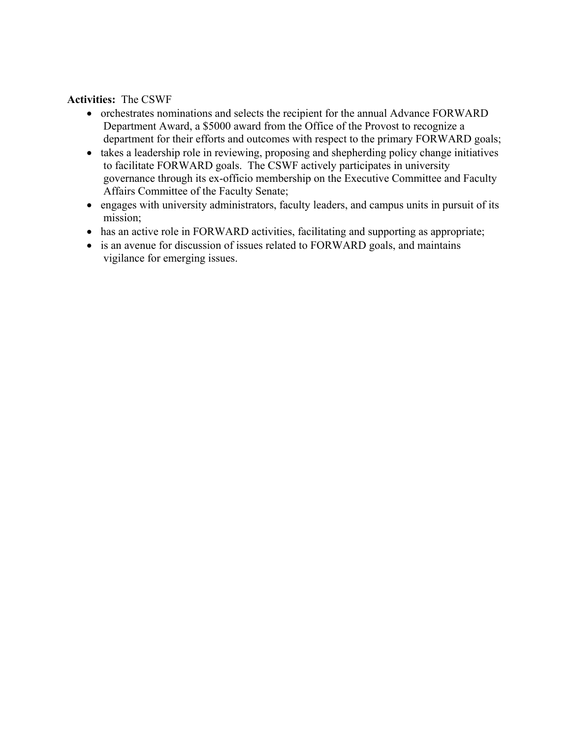**Activities:** The CSWF

- orchestrates nominations and selects the recipient for the annual Advance FORWARD Department Award, a $5000 award from the Office of the Provost to recognize a department for their efforts and outcomes with respect to the primary FORWARD goals;
- takes a leadership role in reviewing, proposing and shepherding policy change initiatives to facilitate FORWARD goals. The CSWF actively participates in university governance through its ex-officio membership on the Executive Committee and Faculty Affairs Committee of the Faculty Senate;
- engages with university administrators, faculty leaders, and campus units in pursuit of its mission;
- has an active role in FORWARD activities, facilitating and supporting as appropriate;
- is an avenue for discussion of issues related to FORWARD goals, and maintains vigilance for emerging issues.